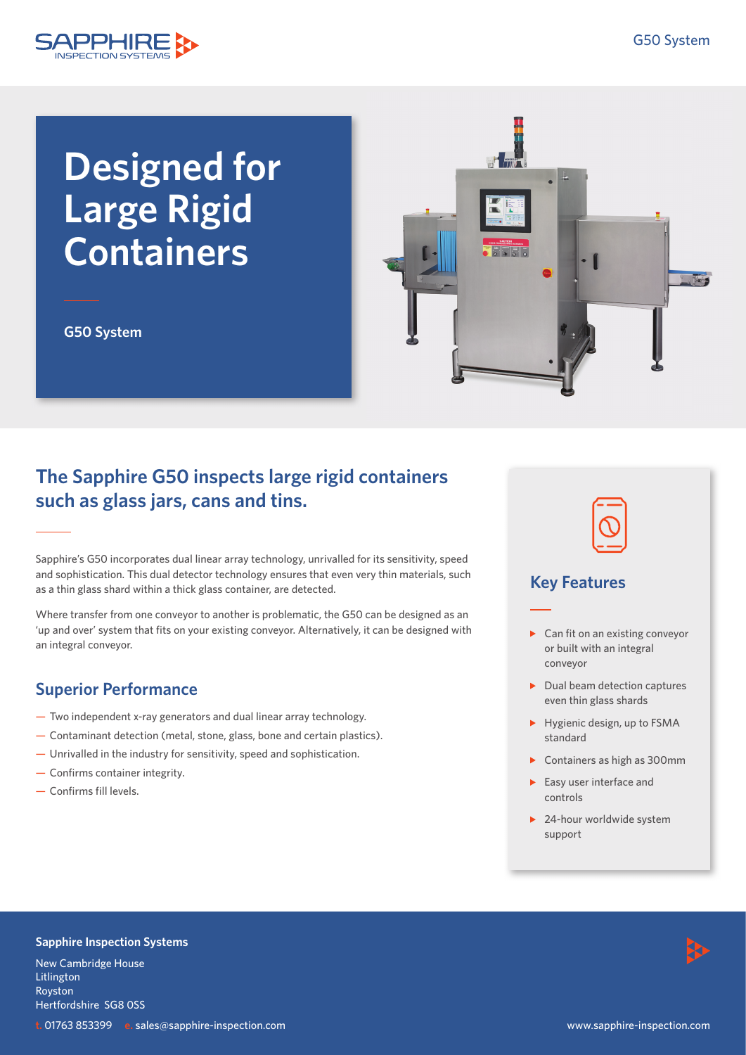# Designed for Large Rigid Containers

**G50 System**

## The Sapphire G50 inspects large rigid containers such as glass jars, cans and tins.

Sapphire's G50 incorporates dual linear array technology, unrivalled for its sensitivity, speed and sophistication. This dual detector technology ensures that even very thin materials, such as a thin glass shard within a thick glass container, are detected.

Where transfer from one conveyor to another is problematic, the G50 can be designed as an 'up and over' system that fits on your existing conveyor. Alternatively, it can be designed with an integral conveyor.

### Superior Performance

- Two independent x-ray generators and dual linear array technology.
- Contaminant detection (metal, stone, glass, bone and certain plastics).
- Unrivalled in the industry for sensitivity, speed and sophistication.
- Confirms container integrity.
- Confirms fill levels.

### Key Features

- Can fit on an existing conveyor or built with an integral conveyor
- Dual beam detection captures even thin glass shards
- Hygienic design, up to FSMA standard
- Containers as high as 300mm
- Easy user interface and controls
- 24-hour worldwide system support

**Sapphire Inspection Systems**

New Cambridge House
Litlington
Royston
Hertfordshire SG8 0SS

t. 01763 853399 e. sales@sapphire-inspection.com

www.sapphire-inspection.com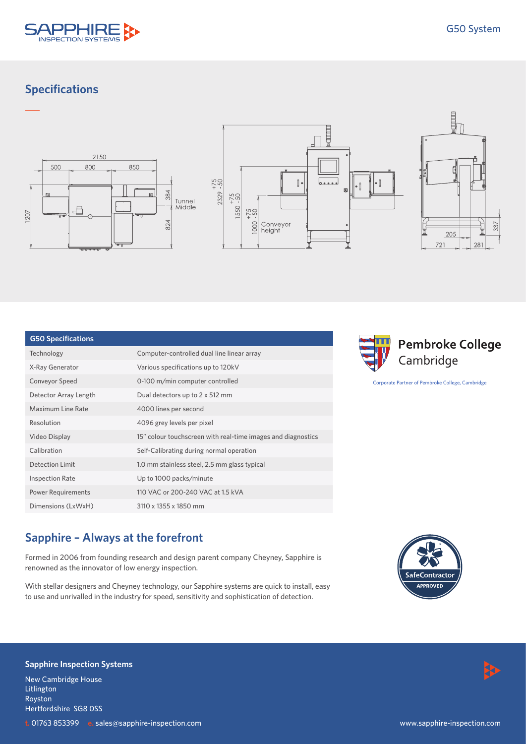## Specifications

2150
500
800
850
384
Tunnel Middle
1207
824
+75 -50
2329
+75 -50
1550
+75 -50
1000
Conveyor height
205
721
281
337

| G50 Specifications | |
|---|---|
| Technology | Computer-controlled dual line linear array |
| X-Ray Generator | Various specifications up to 120kV |
| Conveyor Speed | 0-100 m/min computer controlled |
| Detector Array Length | Dual detectors up to 2 x 512 mm |
| Maximum Line Rate | 4000 lines per second |
| Resolution | 4096 grey levels per pixel |
| Video Display | 15" colour touchscreen with real-time images and diagnostics |
| Calibration | Self-Calibrating during normal operation |
| Detection Limit | 1.0 mm stainless steel, 2.5 mm glass typical |
| Inspection Rate | Up to 1000 packs/minute |
| Power Requirements | 110 VAC or 200-240 VAC at 1.5 kVA |
| Dimensions (LxWxH) | 3110 x 1355 x 1850 mm |

**Pembroke College** Cambridge

Corporate Partner of Pembroke College, Cambridge

## Sapphire – Always at the forefront

Formed in 2006 from founding research and design parent company Cheyney, Sapphire is renowned as the innovator of low energy inspection.

With stellar designers and Cheyney technology, our Sapphire systems are quick to install, easy to use and unrivalled in the industry for speed, sensitivity and sophistication of detection.

SafeContractor APPROVED

**Sapphire Inspection Systems**

New Cambridge House
Litlington
Royston
Hertfordshire SG8 0SS

t. 01763 853399 e. sales@sapphire-inspection.com

www.sapphire-inspection.com